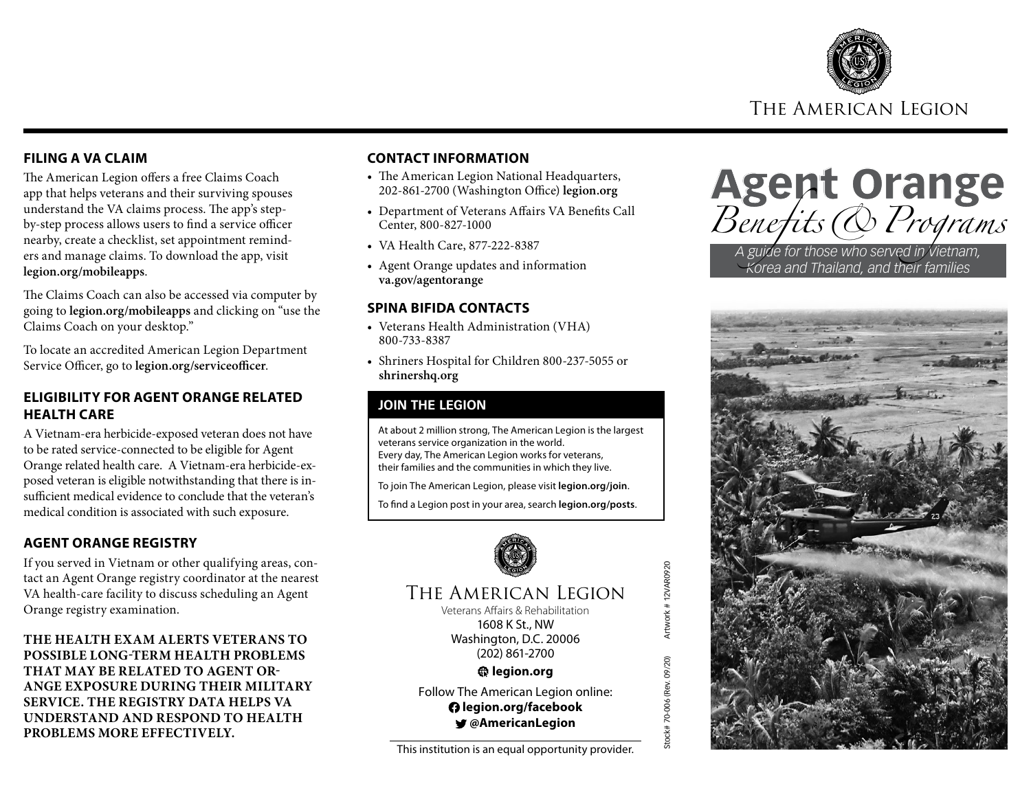# Agent Orange

*Benefits & Programs*

*A guide for those who served in Vietnam, Korea and Thailand, and their families*

THE AMERICAN LEGION

## FILING A VA CLAIM

The American Legion offers a free Claims Coach app that helps veterans and their surviving spouses understand the VA claims process. The app's step-by-step process allows users to find a service officer nearby, create a checklist, set appointment reminders and manage claims. To download the app, visit **legion.org/mobileapps**.

The Claims Coach can also be accessed via computer by going to **legion.org/mobileapps** and clicking on "use the Claims Coach on your desktop."

To locate an accredited American Legion Department Service Officer, go to **legion.org/serviceofficer**.

## ELIGIBILITY FOR AGENT ORANGE RELATED HEALTH CARE

A Vietnam-era herbicide-exposed veteran does not have to be rated service-connected to be eligible for Agent Orange related health care. A Vietnam-era herbicide-exposed veteran is eligible notwithstanding that there is insufficient medical evidence to conclude that the veteran's medical condition is associated with such exposure.

## AGENT ORANGE REGISTRY

If you served in Vietnam or other qualifying areas, contact an Agent Orange registry coordinator at the nearest VA health-care facility to discuss scheduling an Agent Orange registry examination.

**THE HEALTH EXAM ALERTS VETERANS TO POSSIBLE LONG-TERM HEALTH PROBLEMS THAT MAY BE RELATED TO AGENT ORANGE EXPOSURE DURING THEIR MILITARY SERVICE. THE REGISTRY DATA HELPS VA UNDERSTAND AND RESPOND TO HEALTH PROBLEMS MORE EFFECTIVELY.**

## CONTACT INFORMATION

- The American Legion National Headquarters, 202-861-2700 (Washington Office) **legion.org**
- Department of Veterans Affairs VA Benefits Call Center, 800-827-1000
- VA Health Care, 877-222-8387
- Agent Orange updates and information **va.gov/agentorange**

## SPINA BIFIDA CONTACTS

- Veterans Health Administration (VHA) 800-733-8387
- Shriners Hospital for Children 800-237-5055 or **shrinershq.org**

## JOIN THE LEGION

At about 2 million strong, The American Legion is the largest veterans service organization in the world. Every day, The American Legion works for veterans, their families and the communities in which they live.

To join The American Legion, please visit **legion.org/join**.

To find a Legion post in your area, search **legion.org/posts**.

THE AMERICAN LEGION

Veterans Affairs & Rehabilitation
1608 K St., NW
Washington, D.C. 20006
(202) 861-2700

**legion.org**

Follow The American Legion online:
**legion.org/facebook**
**@AmericanLegion**

This institution is an equal opportunity provider.

Stock# 70-006 (Rev. 09/20) Artwork # 12VAR0920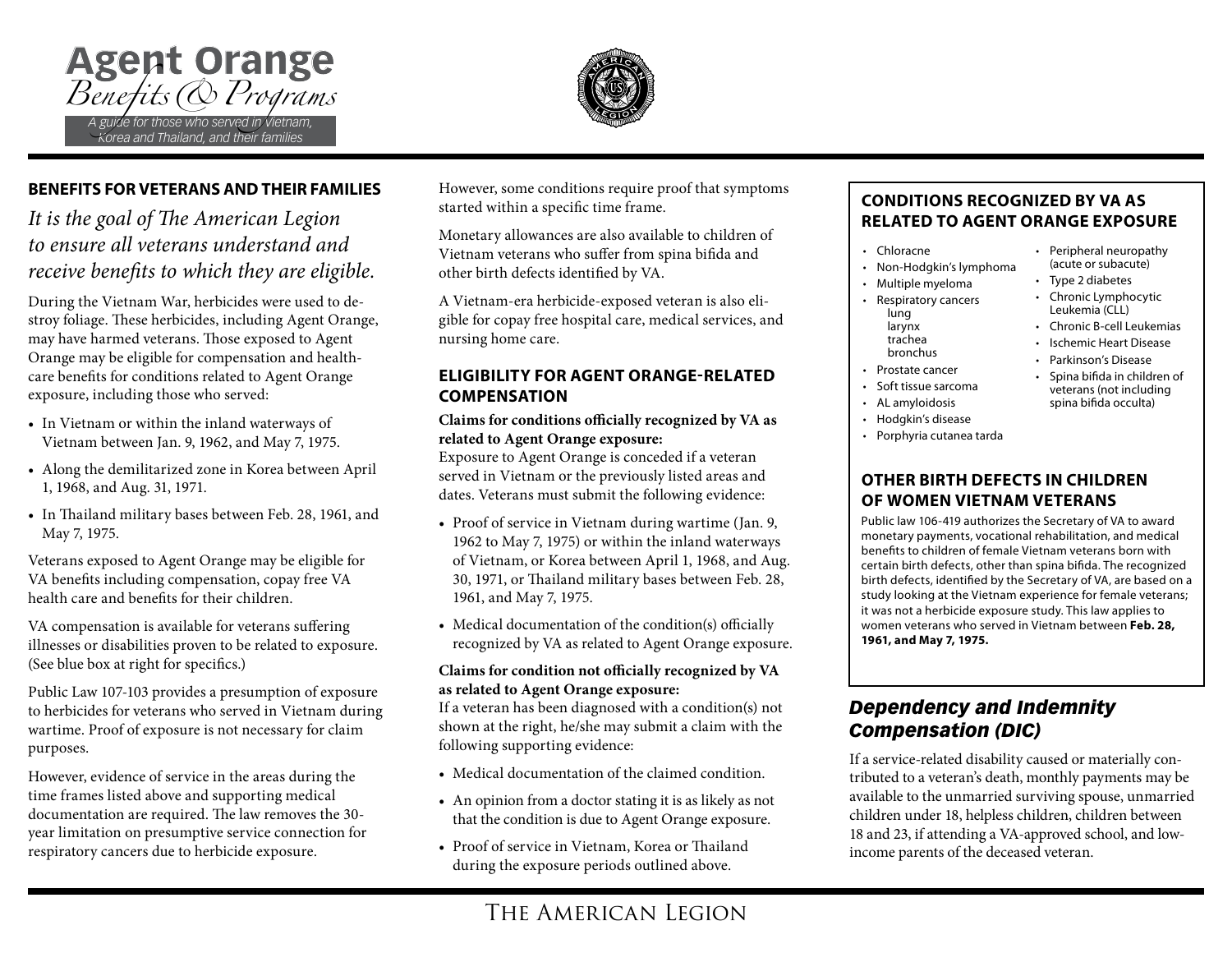# Agent Orange

*Benefits & Programs*

*A guide for those who served in Vietnam, Korea and Thailand, and their families*

## BENEFITS FOR VETERANS AND THEIR FAMILIES

*It is the goal of The American Legion to ensure all veterans understand and receive benefits to which they are eligible.*

During the Vietnam War, herbicides were used to destroy foliage. These herbicides, including Agent Orange, may have harmed veterans. Those exposed to Agent Orange may be eligible for compensation and healthcare benefits for conditions related to Agent Orange exposure, including those who served:

- In Vietnam or within the inland waterways of Vietnam between Jan. 9, 1962, and May 7, 1975.
- Along the demilitarized zone in Korea between April 1, 1968, and Aug. 31, 1971.
- In Thailand military bases between Feb. 28, 1961, and May 7, 1975.

Veterans exposed to Agent Orange may be eligible for VA benefits including compensation, copay free VA health care and benefits for their children.

VA compensation is available for veterans suffering illnesses or disabilities proven to be related to exposure. (See blue box at right for specifics.)

Public Law 107-103 provides a presumption of exposure to herbicides for veterans who served in Vietnam during wartime. Proof of exposure is not necessary for claim purposes.

However, evidence of service in the areas during the time frames listed above and supporting medical documentation are required. The law removes the 30-year limitation on presumptive service connection for respiratory cancers due to herbicide exposure.

However, some conditions require proof that symptoms started within a specific time frame.

Monetary allowances are also available to children of Vietnam veterans who suffer from spina bifida and other birth defects identified by VA.

A Vietnam-era herbicide-exposed veteran is also eligible for copay free hospital care, medical services, and nursing home care.

## ELIGIBILITY FOR AGENT ORANGE-RELATED COMPENSATION

**Claims for conditions officially recognized by VA as related to Agent Orange exposure:**
Exposure to Agent Orange is conceded if a veteran served in Vietnam or the previously listed areas and dates. Veterans must submit the following evidence:

- Proof of service in Vietnam during wartime (Jan. 9, 1962 to May 7, 1975) or within the inland waterways of Vietnam, or Korea between April 1, 1968, and Aug. 30, 1971, or Thailand military bases between Feb. 28, 1961, and May 7, 1975.
- Medical documentation of the condition(s) officially recognized by VA as related to Agent Orange exposure.

**Claims for condition not officially recognized by VA as related to Agent Orange exposure:**
If a veteran has been diagnosed with a condition(s) not shown at the right, he/she may submit a claim with the following supporting evidence:

- Medical documentation of the claimed condition.
- An opinion from a doctor stating it is as likely as not that the condition is due to Agent Orange exposure.
- Proof of service in Vietnam, Korea or Thailand during the exposure periods outlined above.

## CONDITIONS RECOGNIZED BY VA AS RELATED TO AGENT ORANGE EXPOSURE

- Chloracne
- Non-Hodgkin's lymphoma
- Multiple myeloma
- Respiratory cancers
  - lung
  - larynx
  - trachea
  - bronchus
- Prostate cancer
- Soft tissue sarcoma
- AL amyloidosis
- Hodgkin's disease
- Porphyria cutanea tarda
- Peripheral neuropathy (acute or subacute)
- Type 2 diabetes
- Chronic Lymphocytic Leukemia (CLL)
- Chronic B-cell Leukemias
- Ischemic Heart Disease
- Parkinson's Disease
- Spina bifida in children of veterans (not including spina bifida occulta)

## OTHER BIRTH DEFECTS IN CHILDREN OF WOMEN VIETNAM VETERANS

Public law 106-419 authorizes the Secretary of VA to award monetary payments, vocational rehabilitation, and medical benefits to children of female Vietnam veterans born with certain birth defects, other than spina bifida. The recognized birth defects, identified by the Secretary of VA, are based on a study looking at the Vietnam experience for female veterans; it was not a herbicide exposure study. This law applies to women veterans who served in Vietnam between **Feb. 28, 1961, and May 7, 1975.**

## *Dependency and Indemnity Compensation (DIC)*

If a service-related disability caused or materially contributed to a veteran's death, monthly payments may be available to the unmarried surviving spouse, unmarried children under 18, helpless children, children between 18 and 23, if attending a VA-approved school, and low-income parents of the deceased veteran.

THE AMERICAN LEGION